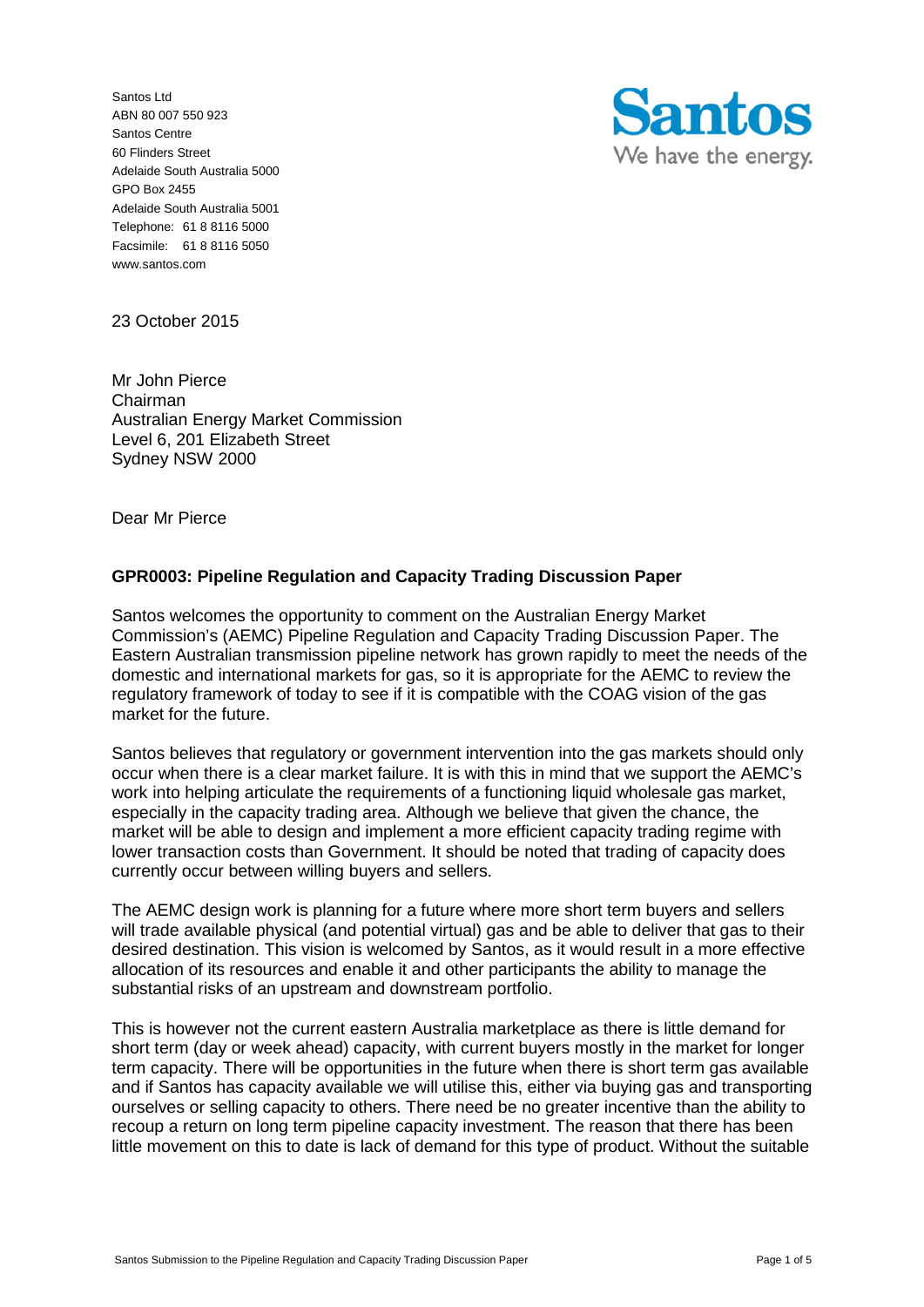Santos Ltd
ABN 80 007 550 923
Santos Centre
60 Flinders Street
Adelaide South Australia 5000
GPO Box 2455
Adelaide South Australia 5001
Telephone: 61 8 8116 5000
Facsimile: 61 8 8116 5050
www.santos.com

Santos
We have the energy.

23 October 2015

Mr John Pierce
Chairman
Australian Energy Market Commission
Level 6, 201 Elizabeth Street
Sydney NSW 2000

Dear Mr Pierce

**GPR0003: Pipeline Regulation and Capacity Trading Discussion Paper**

Santos welcomes the opportunity to comment on the Australian Energy Market Commission's (AEMC) Pipeline Regulation and Capacity Trading Discussion Paper. The Eastern Australian transmission pipeline network has grown rapidly to meet the needs of the domestic and international markets for gas, so it is appropriate for the AEMC to review the regulatory framework of today to see if it is compatible with the COAG vision of the gas market for the future.

Santos believes that regulatory or government intervention into the gas markets should only occur when there is a clear market failure. It is with this in mind that we support the AEMC's work into helping articulate the requirements of a functioning liquid wholesale gas market, especially in the capacity trading area. Although we believe that given the chance, the market will be able to design and implement a more efficient capacity trading regime with lower transaction costs than Government. It should be noted that trading of capacity does currently occur between willing buyers and sellers.

The AEMC design work is planning for a future where more short term buyers and sellers will trade available physical (and potential virtual) gas and be able to deliver that gas to their desired destination. This vision is welcomed by Santos, as it would result in a more effective allocation of its resources and enable it and other participants the ability to manage the substantial risks of an upstream and downstream portfolio.

This is however not the current eastern Australia marketplace as there is little demand for short term (day or week ahead) capacity, with current buyers mostly in the market for longer term capacity. There will be opportunities in the future when there is short term gas available and if Santos has capacity available we will utilise this, either via buying gas and transporting ourselves or selling capacity to others. There need be no greater incentive than the ability to recoup a return on long term pipeline capacity investment. The reason that there has been little movement on this to date is lack of demand for this type of product. Without the suitable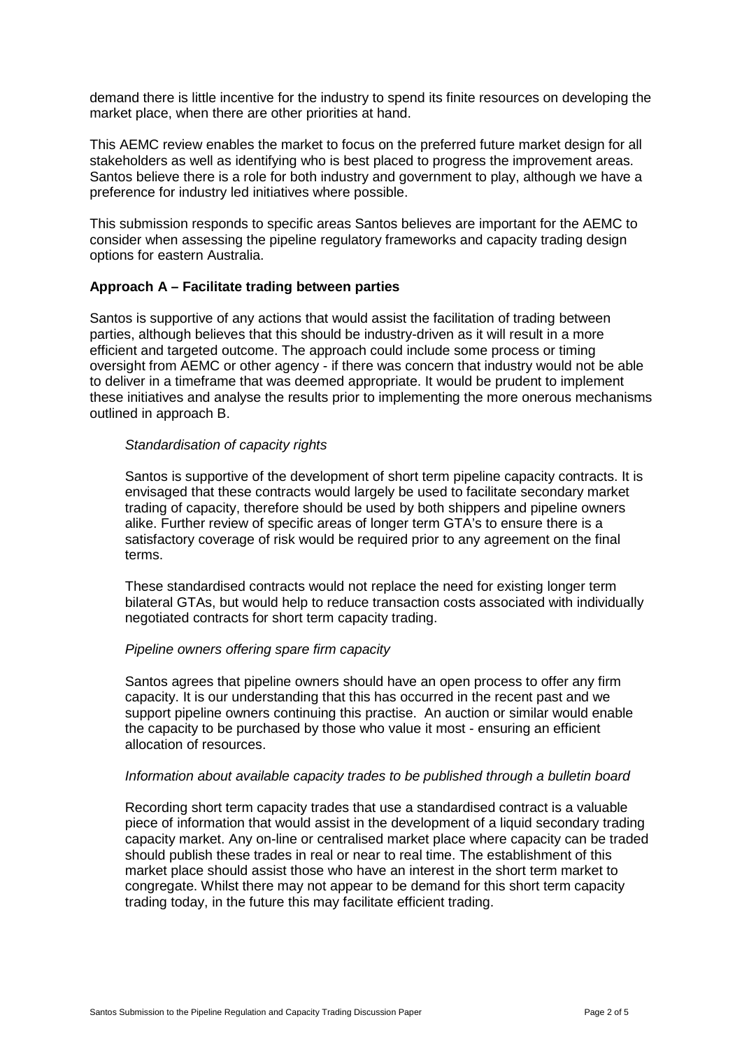demand there is little incentive for the industry to spend its finite resources on developing the market place, when there are other priorities at hand.

This AEMC review enables the market to focus on the preferred future market design for all stakeholders as well as identifying who is best placed to progress the improvement areas. Santos believe there is a role for both industry and government to play, although we have a preference for industry led initiatives where possible.

This submission responds to specific areas Santos believes are important for the AEMC to consider when assessing the pipeline regulatory frameworks and capacity trading design options for eastern Australia.

**Approach A – Facilitate trading between parties**

Santos is supportive of any actions that would assist the facilitation of trading between parties, although believes that this should be industry-driven as it will result in a more efficient and targeted outcome. The approach could include some process or timing oversight from AEMC or other agency - if there was concern that industry would not be able to deliver in a timeframe that was deemed appropriate. It would be prudent to implement these initiatives and analyse the results prior to implementing the more onerous mechanisms outlined in approach B.

*Standardisation of capacity rights*

Santos is supportive of the development of short term pipeline capacity contracts. It is envisaged that these contracts would largely be used to facilitate secondary market trading of capacity, therefore should be used by both shippers and pipeline owners alike. Further review of specific areas of longer term GTA's to ensure there is a satisfactory coverage of risk would be required prior to any agreement on the final terms.

These standardised contracts would not replace the need for existing longer term bilateral GTAs, but would help to reduce transaction costs associated with individually negotiated contracts for short term capacity trading.

*Pipeline owners offering spare firm capacity*

Santos agrees that pipeline owners should have an open process to offer any firm capacity. It is our understanding that this has occurred in the recent past and we support pipeline owners continuing this practise. An auction or similar would enable the capacity to be purchased by those who value it most - ensuring an efficient allocation of resources.

*Information about available capacity trades to be published through a bulletin board*

Recording short term capacity trades that use a standardised contract is a valuable piece of information that would assist in the development of a liquid secondary trading capacity market. Any on-line or centralised market place where capacity can be traded should publish these trades in real or near to real time. The establishment of this market place should assist those who have an interest in the short term market to congregate. Whilst there may not appear to be demand for this short term capacity trading today, in the future this may facilitate efficient trading.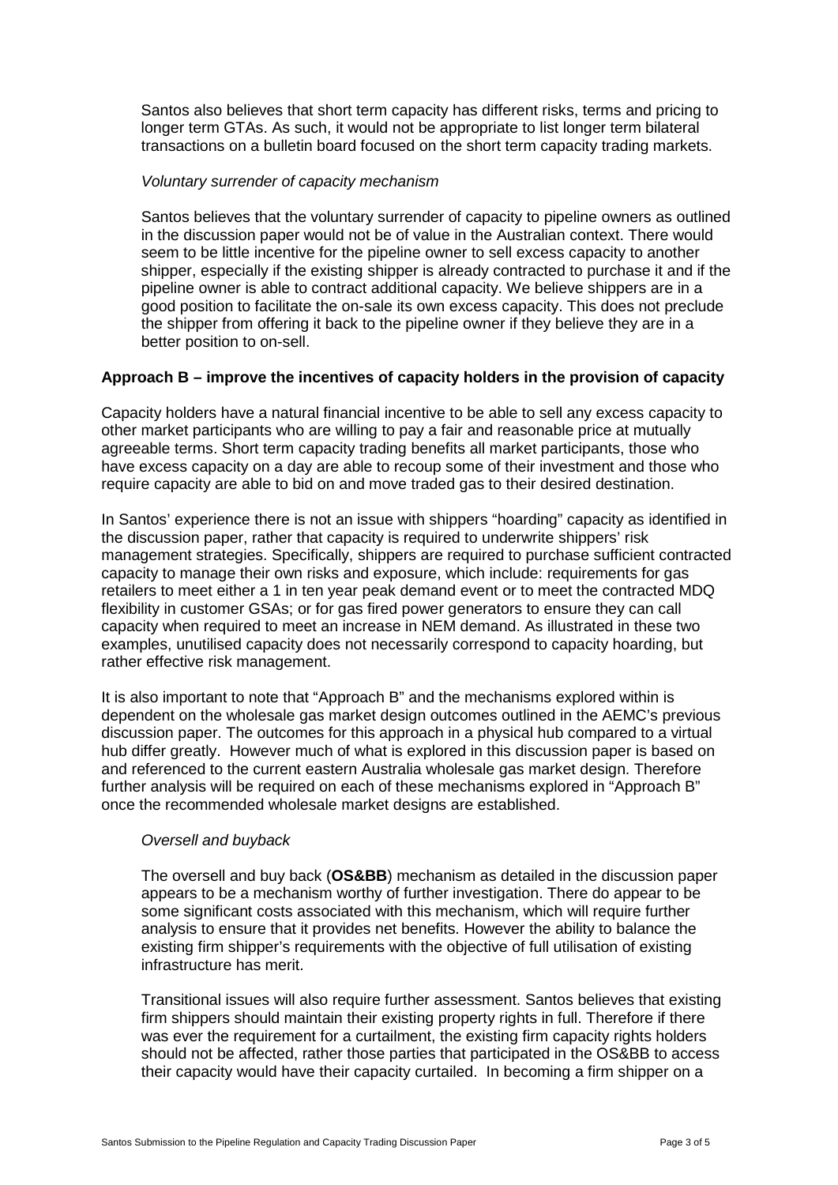Santos also believes that short term capacity has different risks, terms and pricing to longer term GTAs. As such, it would not be appropriate to list longer term bilateral transactions on a bulletin board focused on the short term capacity trading markets.

*Voluntary surrender of capacity mechanism*

Santos believes that the voluntary surrender of capacity to pipeline owners as outlined in the discussion paper would not be of value in the Australian context. There would seem to be little incentive for the pipeline owner to sell excess capacity to another shipper, especially if the existing shipper is already contracted to purchase it and if the pipeline owner is able to contract additional capacity. We believe shippers are in a good position to facilitate the on-sale its own excess capacity. This does not preclude the shipper from offering it back to the pipeline owner if they believe they are in a better position to on-sell.

**Approach B – improve the incentives of capacity holders in the provision of capacity**

Capacity holders have a natural financial incentive to be able to sell any excess capacity to other market participants who are willing to pay a fair and reasonable price at mutually agreeable terms. Short term capacity trading benefits all market participants, those who have excess capacity on a day are able to recoup some of their investment and those who require capacity are able to bid on and move traded gas to their desired destination.

In Santos' experience there is not an issue with shippers "hoarding" capacity as identified in the discussion paper, rather that capacity is required to underwrite shippers' risk management strategies. Specifically, shippers are required to purchase sufficient contracted capacity to manage their own risks and exposure, which include: requirements for gas retailers to meet either a 1 in ten year peak demand event or to meet the contracted MDQ flexibility in customer GSAs; or for gas fired power generators to ensure they can call capacity when required to meet an increase in NEM demand. As illustrated in these two examples, unutilised capacity does not necessarily correspond to capacity hoarding, but rather effective risk management.

It is also important to note that "Approach B" and the mechanisms explored within is dependent on the wholesale gas market design outcomes outlined in the AEMC's previous discussion paper. The outcomes for this approach in a physical hub compared to a virtual hub differ greatly. However much of what is explored in this discussion paper is based on and referenced to the current eastern Australia wholesale gas market design. Therefore further analysis will be required on each of these mechanisms explored in "Approach B" once the recommended wholesale market designs are established.

*Oversell and buyback*

The oversell and buy back (**OS&BB**) mechanism as detailed in the discussion paper appears to be a mechanism worthy of further investigation. There do appear to be some significant costs associated with this mechanism, which will require further analysis to ensure that it provides net benefits. However the ability to balance the existing firm shipper's requirements with the objective of full utilisation of existing infrastructure has merit.

Transitional issues will also require further assessment. Santos believes that existing firm shippers should maintain their existing property rights in full. Therefore if there was ever the requirement for a curtailment, the existing firm capacity rights holders should not be affected, rather those parties that participated in the OS&BB to access their capacity would have their capacity curtailed. In becoming a firm shipper on a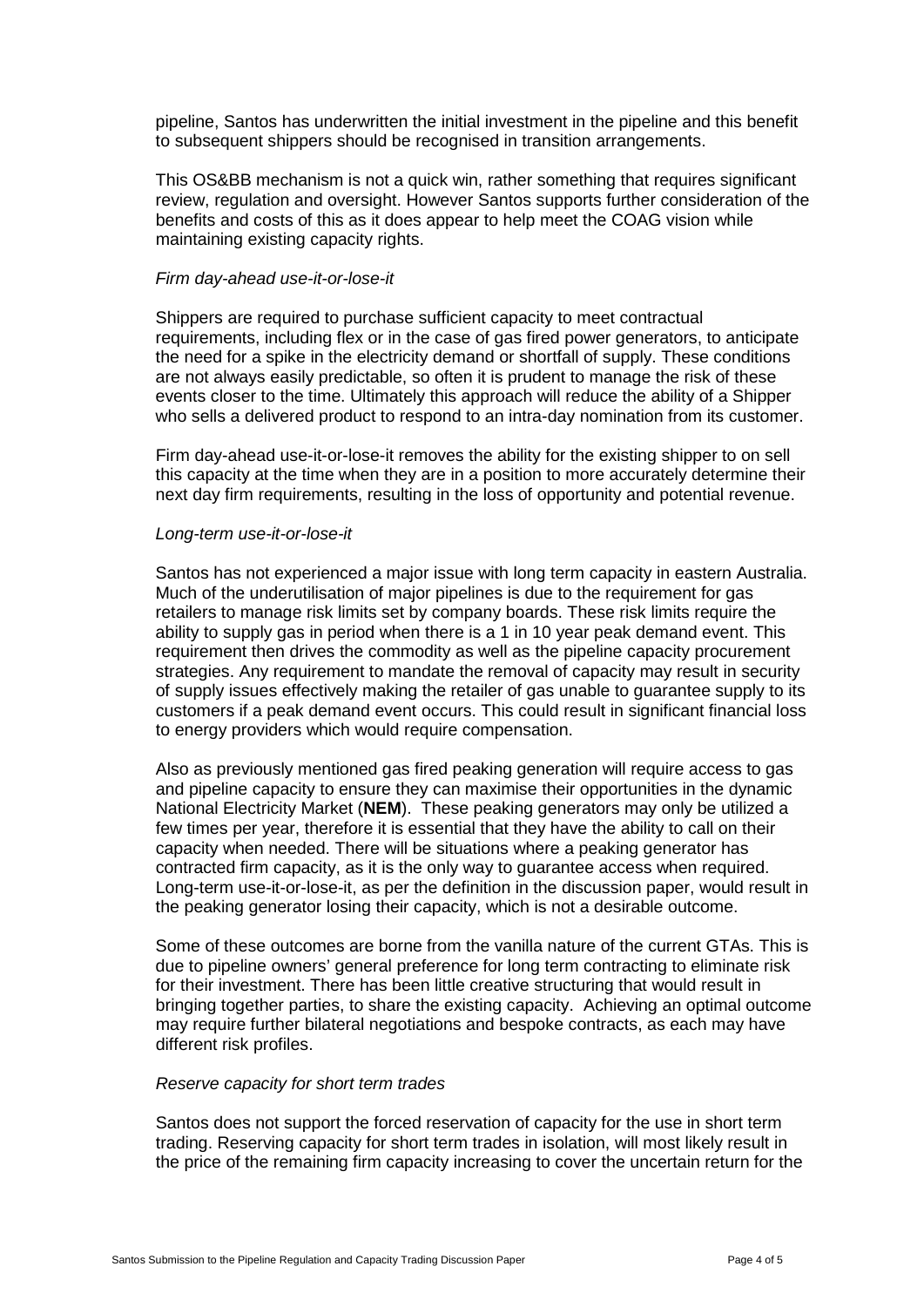pipeline, Santos has underwritten the initial investment in the pipeline and this benefit to subsequent shippers should be recognised in transition arrangements.

This OS&BB mechanism is not a quick win, rather something that requires significant review, regulation and oversight. However Santos supports further consideration of the benefits and costs of this as it does appear to help meet the COAG vision while maintaining existing capacity rights.

*Firm day-ahead use-it-or-lose-it*

Shippers are required to purchase sufficient capacity to meet contractual requirements, including flex or in the case of gas fired power generators, to anticipate the need for a spike in the electricity demand or shortfall of supply. These conditions are not always easily predictable, so often it is prudent to manage the risk of these events closer to the time. Ultimately this approach will reduce the ability of a Shipper who sells a delivered product to respond to an intra-day nomination from its customer.

Firm day-ahead use-it-or-lose-it removes the ability for the existing shipper to on sell this capacity at the time when they are in a position to more accurately determine their next day firm requirements, resulting in the loss of opportunity and potential revenue.

*Long-term use-it-or-lose-it*

Santos has not experienced a major issue with long term capacity in eastern Australia. Much of the underutilisation of major pipelines is due to the requirement for gas retailers to manage risk limits set by company boards. These risk limits require the ability to supply gas in period when there is a 1 in 10 year peak demand event. This requirement then drives the commodity as well as the pipeline capacity procurement strategies. Any requirement to mandate the removal of capacity may result in security of supply issues effectively making the retailer of gas unable to guarantee supply to its customers if a peak demand event occurs. This could result in significant financial loss to energy providers which would require compensation.

Also as previously mentioned gas fired peaking generation will require access to gas and pipeline capacity to ensure they can maximise their opportunities in the dynamic National Electricity Market (**NEM**). These peaking generators may only be utilized a few times per year, therefore it is essential that they have the ability to call on their capacity when needed. There will be situations where a peaking generator has contracted firm capacity, as it is the only way to guarantee access when required. Long-term use-it-or-lose-it, as per the definition in the discussion paper, would result in the peaking generator losing their capacity, which is not a desirable outcome.

Some of these outcomes are borne from the vanilla nature of the current GTAs. This is due to pipeline owners' general preference for long term contracting to eliminate risk for their investment. There has been little creative structuring that would result in bringing together parties, to share the existing capacity. Achieving an optimal outcome may require further bilateral negotiations and bespoke contracts, as each may have different risk profiles.

*Reserve capacity for short term trades*

Santos does not support the forced reservation of capacity for the use in short term trading. Reserving capacity for short term trades in isolation, will most likely result in the price of the remaining firm capacity increasing to cover the uncertain return for the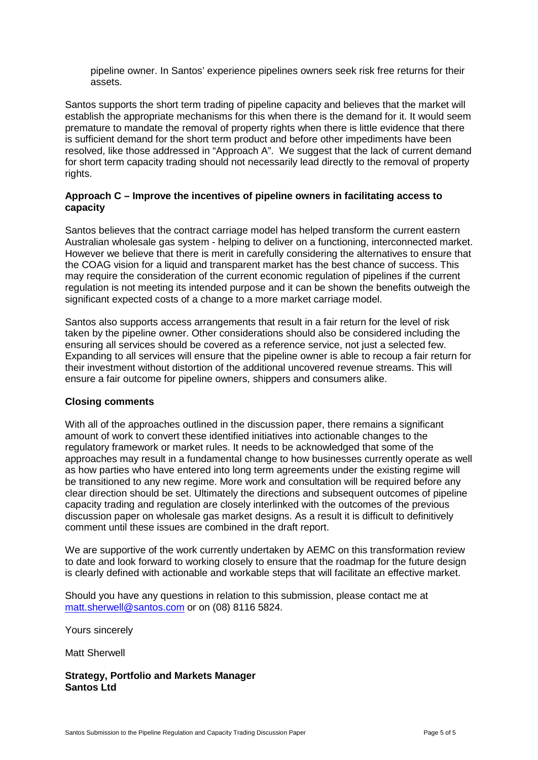pipeline owner. In Santos' experience pipelines owners seek risk free returns for their assets.

Santos supports the short term trading of pipeline capacity and believes that the market will establish the appropriate mechanisms for this when there is the demand for it. It would seem premature to mandate the removal of property rights when there is little evidence that there is sufficient demand for the short term product and before other impediments have been resolved, like those addressed in "Approach A". We suggest that the lack of current demand for short term capacity trading should not necessarily lead directly to the removal of property rights.

**Approach C – Improve the incentives of pipeline owners in facilitating access to capacity**

Santos believes that the contract carriage model has helped transform the current eastern Australian wholesale gas system - helping to deliver on a functioning, interconnected market. However we believe that there is merit in carefully considering the alternatives to ensure that the COAG vision for a liquid and transparent market has the best chance of success. This may require the consideration of the current economic regulation of pipelines if the current regulation is not meeting its intended purpose and it can be shown the benefits outweigh the significant expected costs of a change to a more market carriage model.

Santos also supports access arrangements that result in a fair return for the level of risk taken by the pipeline owner. Other considerations should also be considered including the ensuring all services should be covered as a reference service, not just a selected few. Expanding to all services will ensure that the pipeline owner is able to recoup a fair return for their investment without distortion of the additional uncovered revenue streams. This will ensure a fair outcome for pipeline owners, shippers and consumers alike.

**Closing comments**

With all of the approaches outlined in the discussion paper, there remains a significant amount of work to convert these identified initiatives into actionable changes to the regulatory framework or market rules. It needs to be acknowledged that some of the approaches may result in a fundamental change to how businesses currently operate as well as how parties who have entered into long term agreements under the existing regime will be transitioned to any new regime. More work and consultation will be required before any clear direction should be set. Ultimately the directions and subsequent outcomes of pipeline capacity trading and regulation are closely interlinked with the outcomes of the previous discussion paper on wholesale gas market designs. As a result it is difficult to definitively comment until these issues are combined in the draft report.

We are supportive of the work currently undertaken by AEMC on this transformation review to date and look forward to working closely to ensure that the roadmap for the future design is clearly defined with actionable and workable steps that will facilitate an effective market.

Should you have any questions in relation to this submission, please contact me at matt.sherwell@santos.com or on (08) 8116 5824.

Yours sincerely

Matt Sherwell

**Strategy, Portfolio and Markets Manager**
**Santos Ltd**